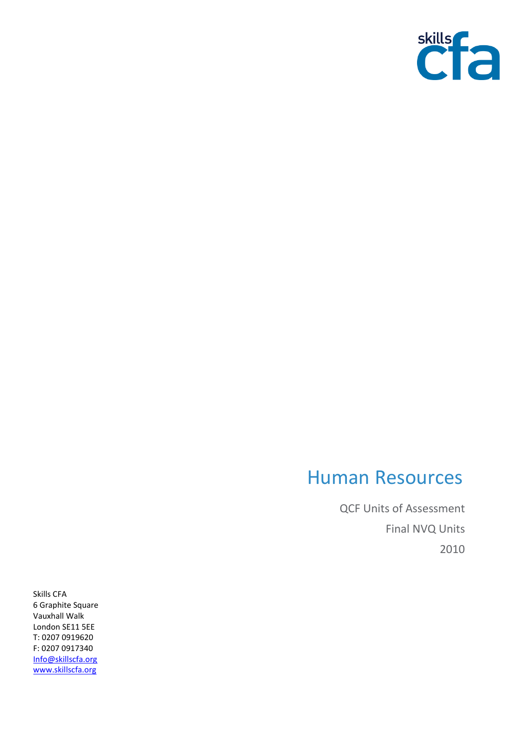skills cfa

# Human Resources

QCF Units of Assessment

Final NVQ Units

2010

Skills CFA
6 Graphite Square
Vauxhall Walk
London SE11 5EE
T: 0207 0919620
F: 0207 0917340
Info@skillscfa.org
www.skillscfa.org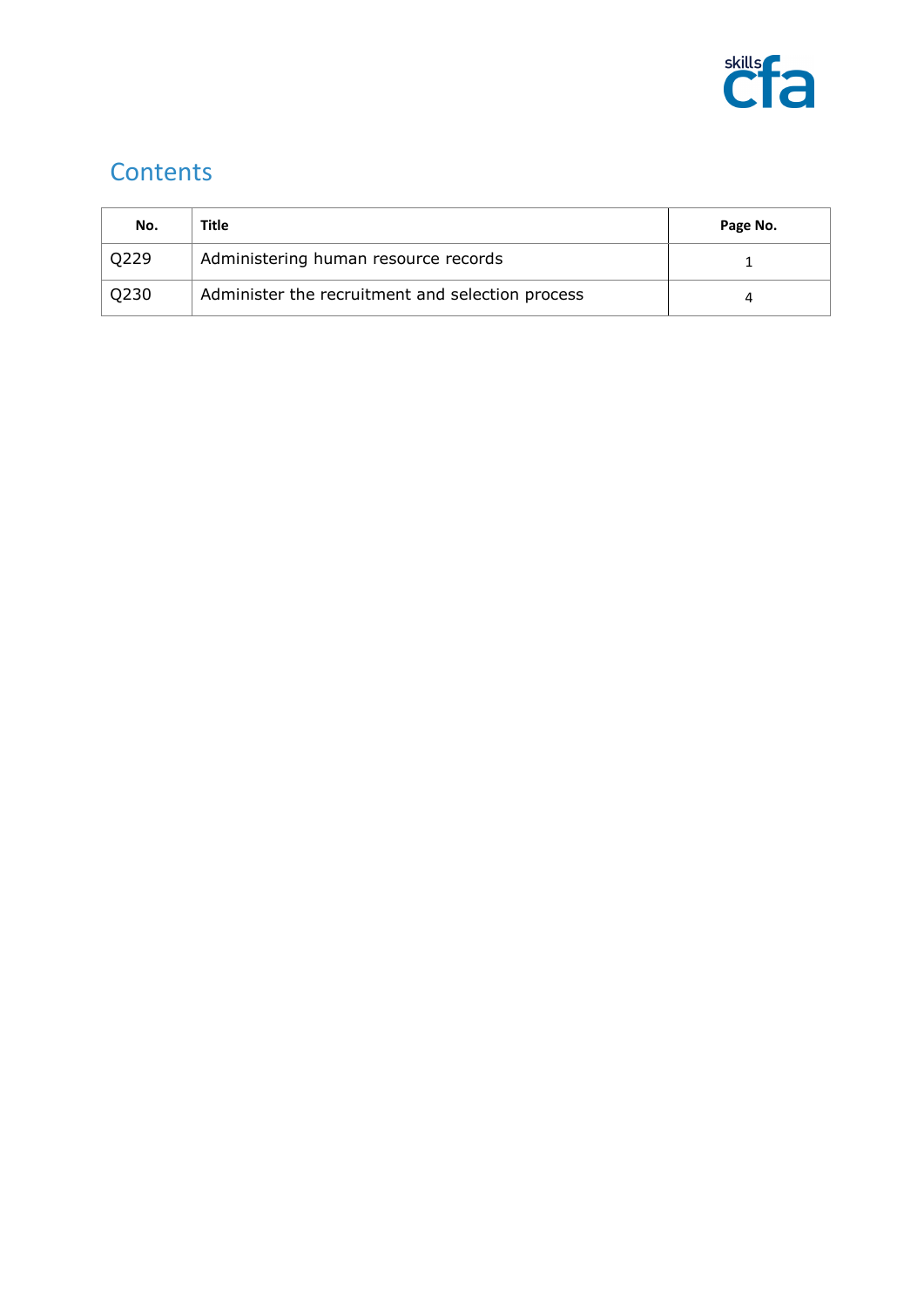## Contents

| No. | Title | Page No. |
|---|---|---|
| Q229 | Administering human resource records | 1 |
| Q230 | Administer the recruitment and selection process | 4 |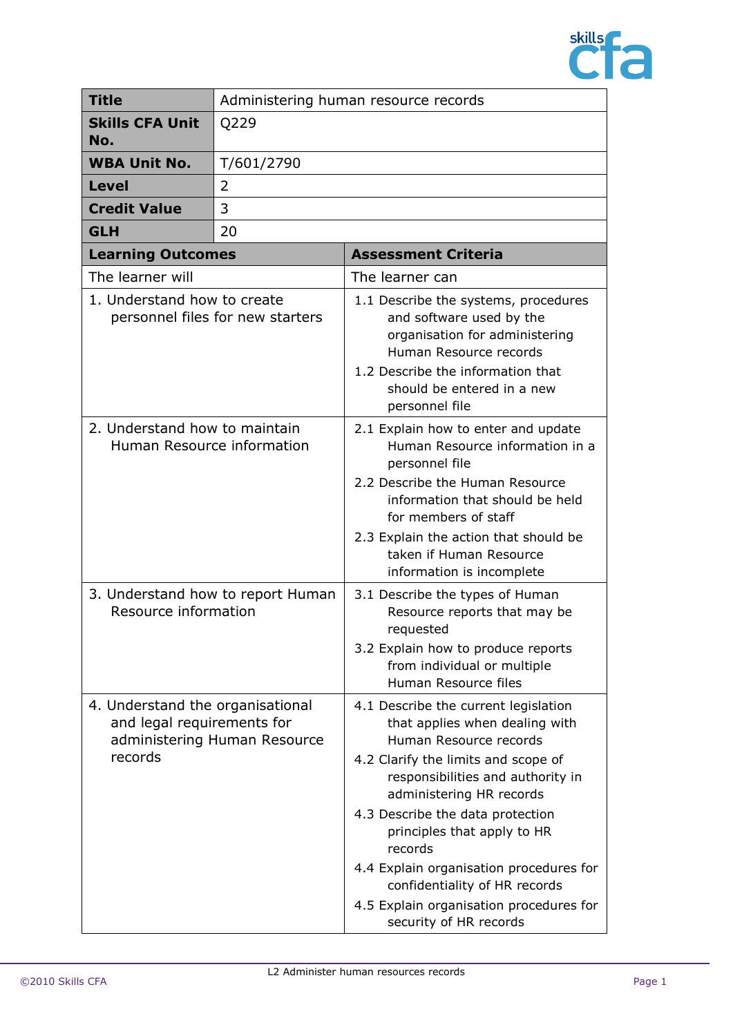| **Title** | Administering human resource records |
|---|---|
| **Skills CFA Unit No.** | Q229 |
| **WBA Unit No.** | T/601/2790 |
| **Level** | 2 |
| **Credit Value** | 3 |
| **GLH** | 20 |

| **Learning Outcomes** | **Assessment Criteria** |
|---|---|
| The learner will | The learner can |
| 1. Understand how to create personnel files for new starters | 1.1 Describe the systems, procedures and software used by the organisation for administering Human Resource records<br>1.2 Describe the information that should be entered in a new personnel file |
| 2. Understand how to maintain Human Resource information | 2.1 Explain how to enter and update Human Resource information in a personnel file<br>2.2 Describe the Human Resource information that should be held for members of staff<br>2.3 Explain the action that should be taken if Human Resource information is incomplete |
| 3. Understand how to report Human Resource information | 3.1 Describe the types of Human Resource reports that may be requested<br>3.2 Explain how to produce reports from individual or multiple Human Resource files |
| 4. Understand the organisational and legal requirements for administering Human Resource records | 4.1 Describe the current legislation that applies when dealing with Human Resource records<br>4.2 Clarify the limits and scope of responsibilities and authority in administering HR records<br>4.3 Describe the data protection principles that apply to HR records<br>4.4 Explain organisation procedures for confidentiality of HR records<br>4.5 Explain organisation procedures for security of HR records |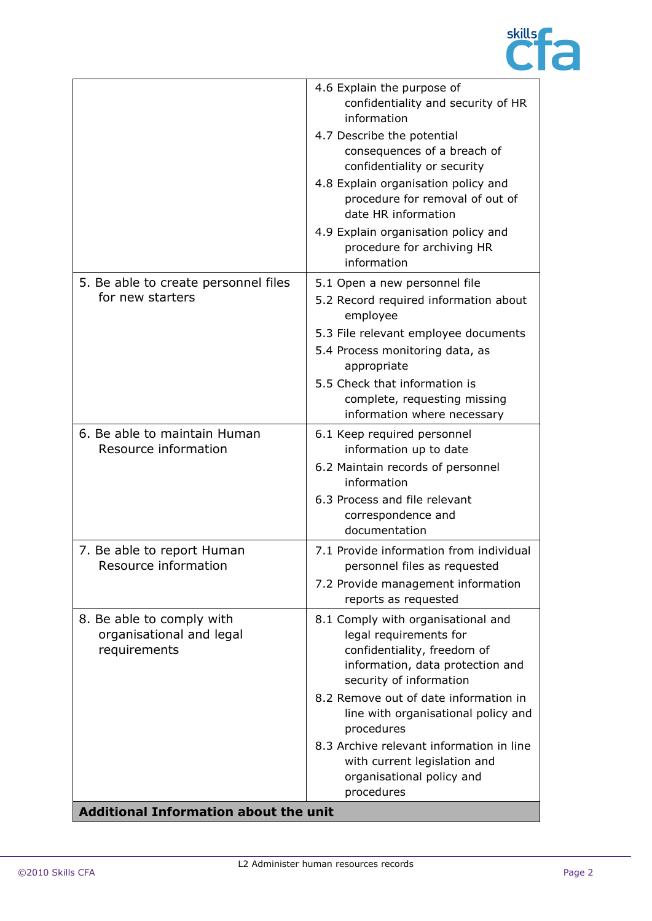| | |
|---|---|
| | 4.6 Explain the purpose of confidentiality and security of HR information<br>4.7 Describe the potential consequences of a breach of confidentiality or security<br>4.8 Explain organisation policy and procedure for removal of out of date HR information<br>4.9 Explain organisation policy and procedure for archiving HR information |
| 5. Be able to create personnel files for new starters | 5.1 Open a new personnel file<br>5.2 Record required information about employee<br>5.3 File relevant employee documents<br>5.4 Process monitoring data, as appropriate<br>5.5 Check that information is complete, requesting missing information where necessary |
| 6. Be able to maintain Human Resource information | 6.1 Keep required personnel information up to date<br>6.2 Maintain records of personnel information<br>6.3 Process and file relevant correspondence and documentation |
| 7. Be able to report Human Resource information | 7.1 Provide information from individual personnel files as requested<br>7.2 Provide management information reports as requested |
| 8. Be able to comply with organisational and legal requirements | 8.1 Comply with organisational and legal requirements for confidentiality, freedom of information, data protection and security of information<br>8.2 Remove out of date information in line with organisational policy and procedures<br>8.3 Archive relevant information in line with current legislation and organisational policy and procedures |
| **Additional Information about the unit** | |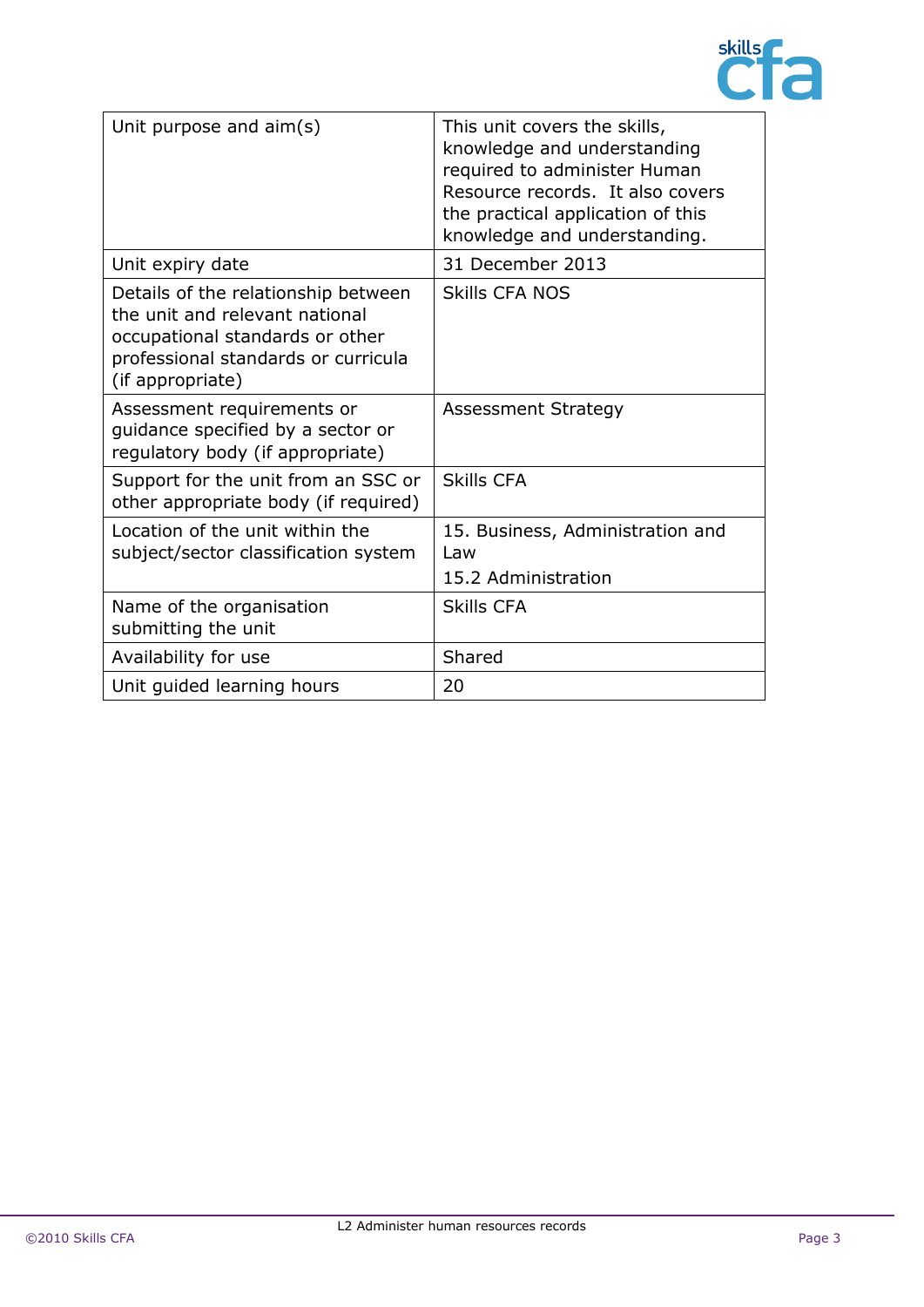| Unit purpose and aim(s) | This unit covers the skills, knowledge and understanding required to administer Human Resource records. It also covers the practical application of this knowledge and understanding. |
|---|---|
| Unit expiry date | 31 December 2013 |
| Details of the relationship between the unit and relevant national occupational standards or other professional standards or curricula (if appropriate) | Skills CFA NOS |
| Assessment requirements or guidance specified by a sector or regulatory body (if appropriate) | Assessment Strategy |
| Support for the unit from an SSC or other appropriate body (if required) | Skills CFA |
| Location of the unit within the subject/sector classification system | 15. Business, Administration and Law<br>15.2 Administration |
| Name of the organisation submitting the unit | Skills CFA |
| Availability for use | Shared |
| Unit guided learning hours | 20 |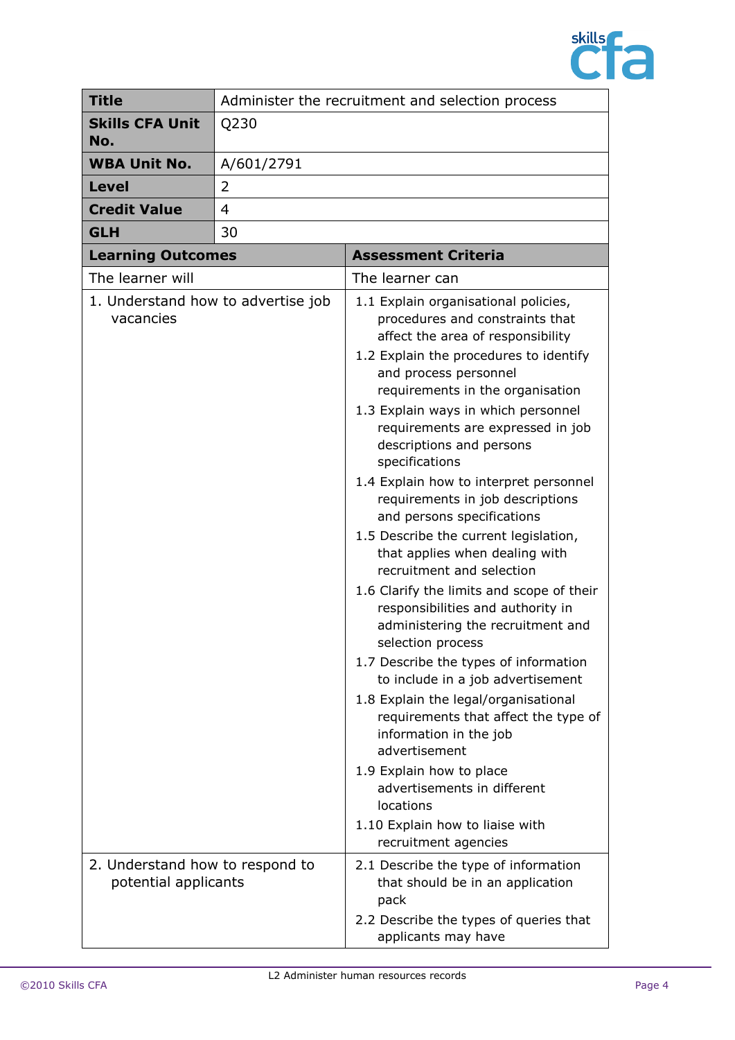| **Title** | Administer the recruitment and selection process |
|---|---|
| **Skills CFA Unit No.** | Q230 |
| **WBA Unit No.** | A/601/2791 |
| **Level** | 2 |
| **Credit Value** | 4 |
| **GLH** | 30 |

| **Learning Outcomes** | **Assessment Criteria** |
|---|---|
| The learner will | The learner can |
| 1. Understand how to advertise job vacancies | 1.1 Explain organisational policies, procedures and constraints that affect the area of responsibility<br>1.2 Explain the procedures to identify and process personnel requirements in the organisation<br>1.3 Explain ways in which personnel requirements are expressed in job descriptions and persons specifications<br>1.4 Explain how to interpret personnel requirements in job descriptions and persons specifications<br>1.5 Describe the current legislation, that applies when dealing with recruitment and selection<br>1.6 Clarify the limits and scope of their responsibilities and authority in administering the recruitment and selection process<br>1.7 Describe the types of information to include in a job advertisement<br>1.8 Explain the legal/organisational requirements that affect the type of information in the job advertisement<br>1.9 Explain how to place advertisements in different locations<br>1.10 Explain how to liaise with recruitment agencies |
| 2. Understand how to respond to potential applicants | 2.1 Describe the type of information that should be in an application pack<br>2.2 Describe the types of queries that applicants may have |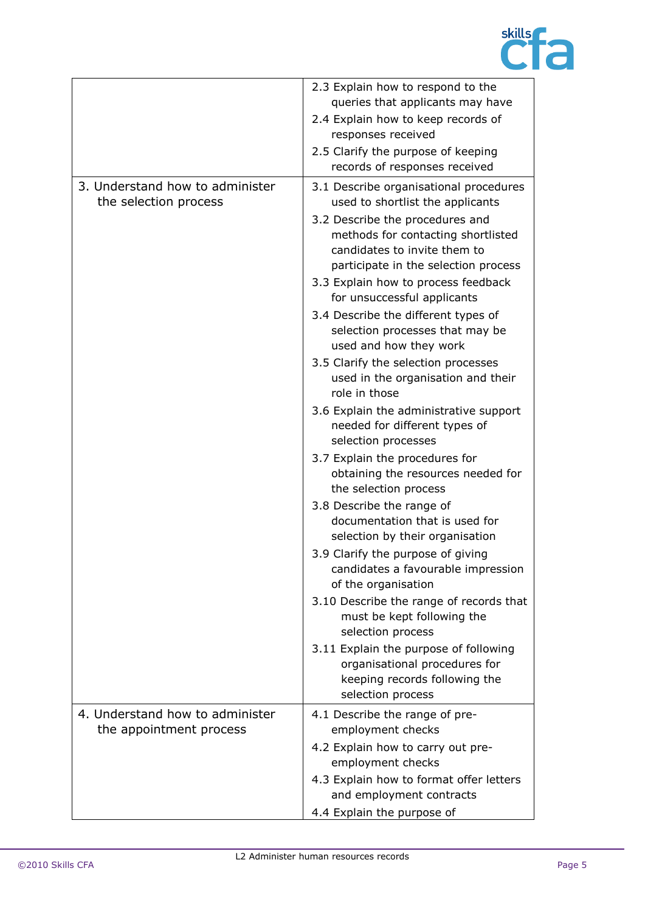| | |
|---|---|
| | 2.3 Explain how to respond to the queries that applicants may have<br>2.4 Explain how to keep records of responses received<br>2.5 Clarify the purpose of keeping records of responses received |
| 3. Understand how to administer the selection process | 3.1 Describe organisational procedures used to shortlist the applicants<br>3.2 Describe the procedures and methods for contacting shortlisted candidates to invite them to participate in the selection process<br>3.3 Explain how to process feedback for unsuccessful applicants<br>3.4 Describe the different types of selection processes that may be used and how they work<br>3.5 Clarify the selection processes used in the organisation and their role in those<br>3.6 Explain the administrative support needed for different types of selection processes<br>3.7 Explain the procedures for obtaining the resources needed for the selection process<br>3.8 Describe the range of documentation that is used for selection by their organisation<br>3.9 Clarify the purpose of giving candidates a favourable impression of the organisation<br>3.10 Describe the range of records that must be kept following the selection process<br>3.11 Explain the purpose of following organisational procedures for keeping records following the selection process |
| 4. Understand how to administer the appointment process | 4.1 Describe the range of pre-employment checks<br>4.2 Explain how to carry out pre-employment checks<br>4.3 Explain how to format offer letters and employment contracts<br>4.4 Explain the purpose of |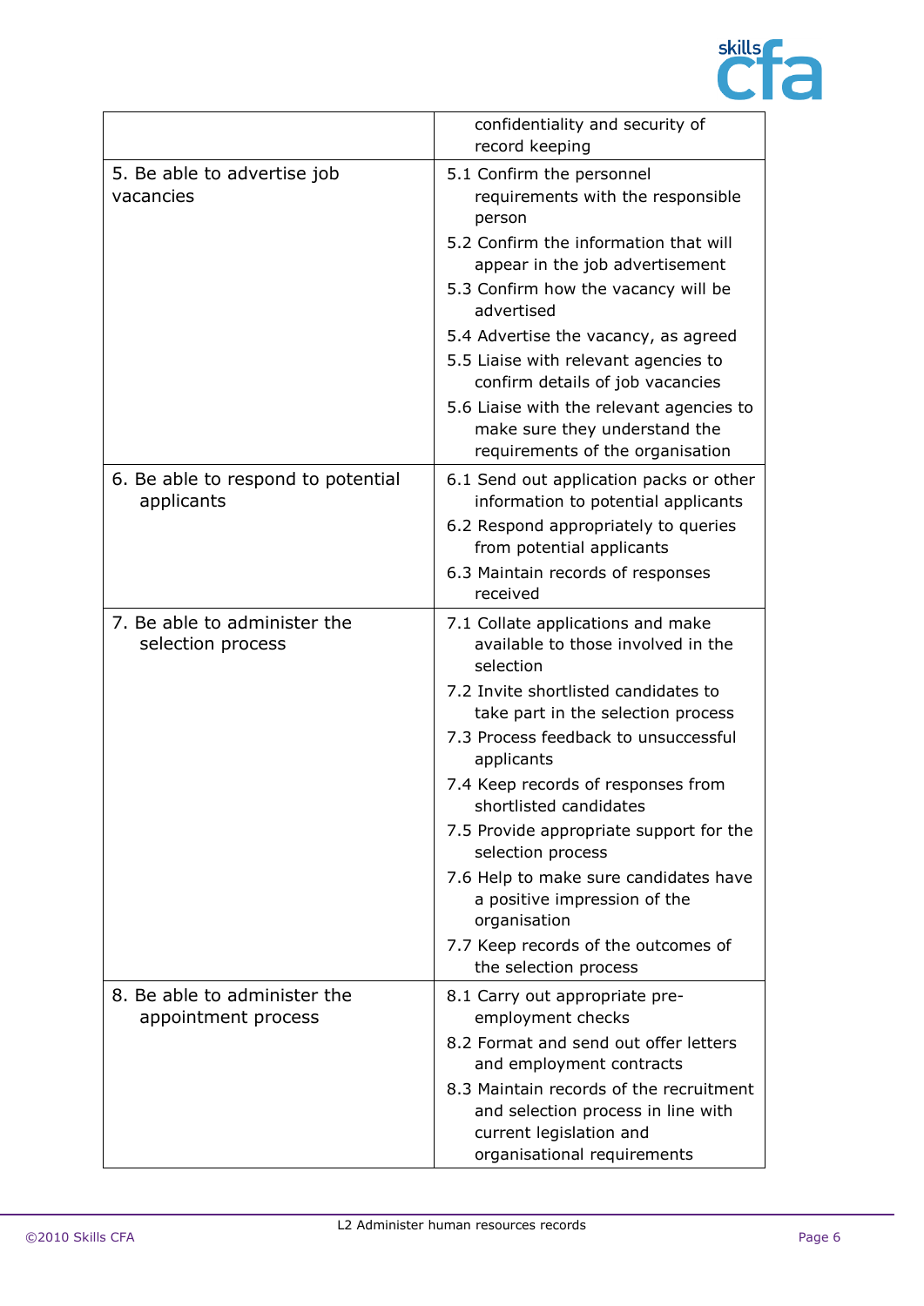| | |
|---|---|
| | confidentiality and security of record keeping |
| 5. Be able to advertise job vacancies | 5.1 Confirm the personnel requirements with the responsible person<br>5.2 Confirm the information that will appear in the job advertisement<br>5.3 Confirm how the vacancy will be advertised<br>5.4 Advertise the vacancy, as agreed<br>5.5 Liaise with relevant agencies to confirm details of job vacancies<br>5.6 Liaise with the relevant agencies to make sure they understand the requirements of the organisation |
| 6. Be able to respond to potential applicants | 6.1 Send out application packs or other information to potential applicants<br>6.2 Respond appropriately to queries from potential applicants<br>6.3 Maintain records of responses received |
| 7. Be able to administer the selection process | 7.1 Collate applications and make available to those involved in the selection<br>7.2 Invite shortlisted candidates to take part in the selection process<br>7.3 Process feedback to unsuccessful applicants<br>7.4 Keep records of responses from shortlisted candidates<br>7.5 Provide appropriate support for the selection process<br>7.6 Help to make sure candidates have a positive impression of the organisation<br>7.7 Keep records of the outcomes of the selection process |
| 8. Be able to administer the appointment process | 8.1 Carry out appropriate pre-employment checks<br>8.2 Format and send out offer letters and employment contracts<br>8.3 Maintain records of the recruitment and selection process in line with current legislation and organisational requirements |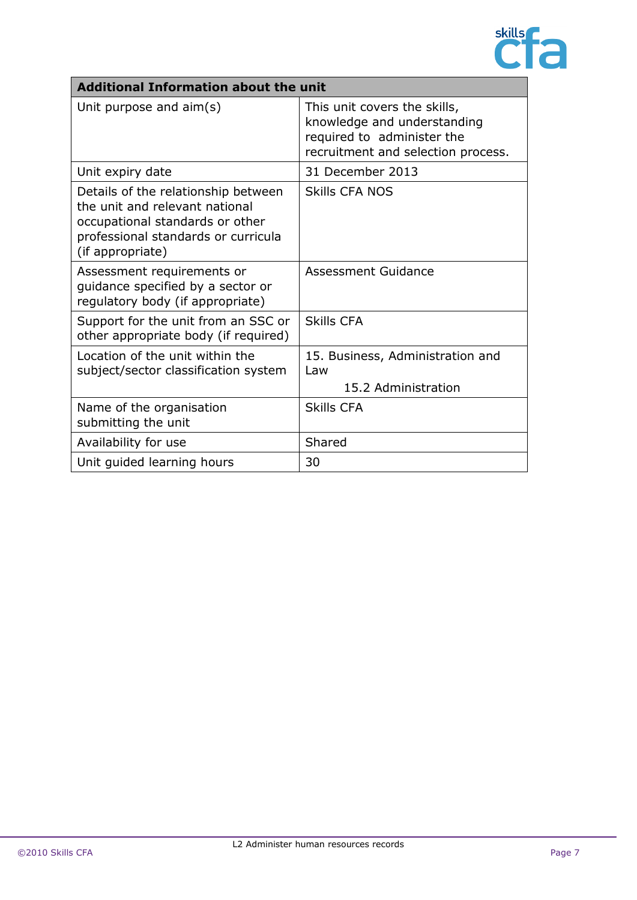| Additional Information about the unit | |
|---|---|
| Unit purpose and aim(s) | This unit covers the skills, knowledge and understanding required to administer the recruitment and selection process. |
| Unit expiry date | 31 December 2013 |
| Details of the relationship between the unit and relevant national occupational standards or other professional standards or curricula (if appropriate) | Skills CFA NOS |
| Assessment requirements or guidance specified by a sector or regulatory body (if appropriate) | Assessment Guidance |
| Support for the unit from an SSC or other appropriate body (if required) | Skills CFA |
| Location of the unit within the subject/sector classification system | 15. Business, Administration and Law<br>15.2 Administration |
| Name of the organisation submitting the unit | Skills CFA |
| Availability for use | Shared |
| Unit guided learning hours | 30 |